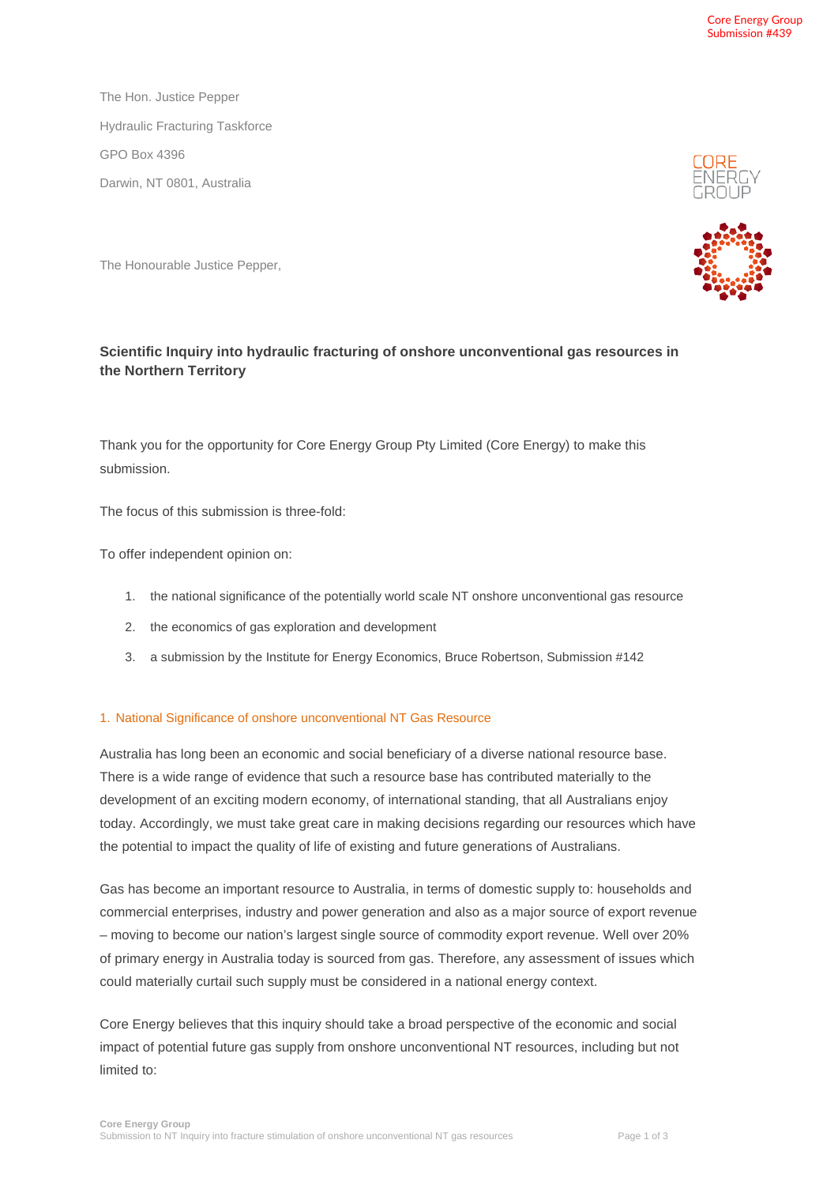Core Energy Group
Submission #439

The Hon. Justice Pepper

Hydraulic Fracturing Taskforce

GPO Box 4396

Darwin, NT 0801, Australia

The Honourable Justice Pepper,

**Scientific Inquiry into hydraulic fracturing of onshore unconventional gas resources in the Northern Territory**

Thank you for the opportunity for Core Energy Group Pty Limited (Core Energy) to make this submission.

The focus of this submission is three-fold:

To offer independent opinion on:

1. the national significance of the potentially world scale NT onshore unconventional gas resource
2. the economics of gas exploration and development
3. a submission by the Institute for Energy Economics, Bruce Robertson, Submission #142

## 1. National Significance of onshore unconventional NT Gas Resource

Australia has long been an economic and social beneficiary of a diverse national resource base. There is a wide range of evidence that such a resource base has contributed materially to the development of an exciting modern economy, of international standing, that all Australians enjoy today. Accordingly, we must take great care in making decisions regarding our resources which have the potential to impact the quality of life of existing and future generations of Australians.

Gas has become an important resource to Australia, in terms of domestic supply to: households and commercial enterprises, industry and power generation and also as a major source of export revenue – moving to become our nation's largest single source of commodity export revenue. Well over 20% of primary energy in Australia today is sourced from gas. Therefore, any assessment of issues which could materially curtail such supply must be considered in a national energy context.

Core Energy believes that this inquiry should take a broad perspective of the economic and social impact of potential future gas supply from onshore unconventional NT resources, including but not limited to: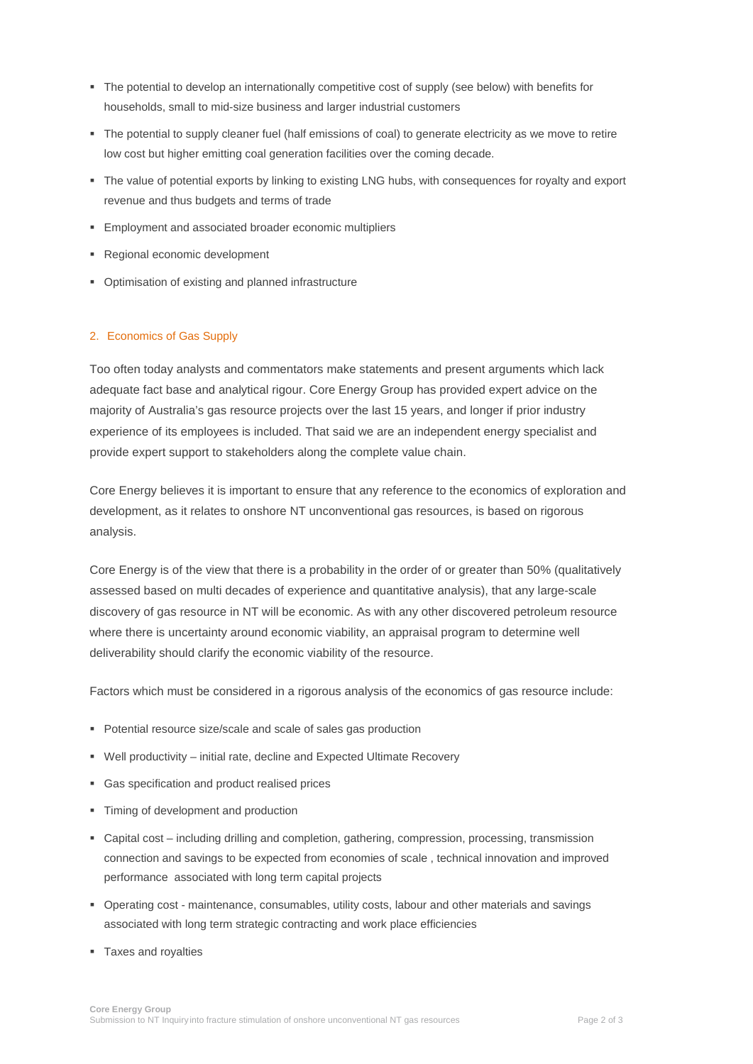- The potential to develop an internationally competitive cost of supply (see below) with benefits for households, small to mid-size business and larger industrial customers
- The potential to supply cleaner fuel (half emissions of coal) to generate electricity as we move to retire low cost but higher emitting coal generation facilities over the coming decade.
- The value of potential exports by linking to existing LNG hubs, with consequences for royalty and export revenue and thus budgets and terms of trade
- Employment and associated broader economic multipliers
- Regional economic development
- Optimisation of existing and planned infrastructure

## 2. Economics of Gas Supply

Too often today analysts and commentators make statements and present arguments which lack adequate fact base and analytical rigour. Core Energy Group has provided expert advice on the majority of Australia's gas resource projects over the last 15 years, and longer if prior industry experience of its employees is included. That said we are an independent energy specialist and provide expert support to stakeholders along the complete value chain.

Core Energy believes it is important to ensure that any reference to the economics of exploration and development, as it relates to onshore NT unconventional gas resources, is based on rigorous analysis.

Core Energy is of the view that there is a probability in the order of or greater than 50% (qualitatively assessed based on multi decades of experience and quantitative analysis), that any large-scale discovery of gas resource in NT will be economic. As with any other discovered petroleum resource where there is uncertainty around economic viability, an appraisal program to determine well deliverability should clarify the economic viability of the resource.

Factors which must be considered in a rigorous analysis of the economics of gas resource include:

- Potential resource size/scale and scale of sales gas production
- Well productivity – initial rate, decline and Expected Ultimate Recovery
- Gas specification and product realised prices
- Timing of development and production
- Capital cost – including drilling and completion, gathering, compression, processing, transmission connection and savings to be expected from economies of scale , technical innovation and improved performance associated with long term capital projects
- Operating cost - maintenance, consumables, utility costs, labour and other materials and savings associated with long term strategic contracting and work place efficiencies
- Taxes and royalties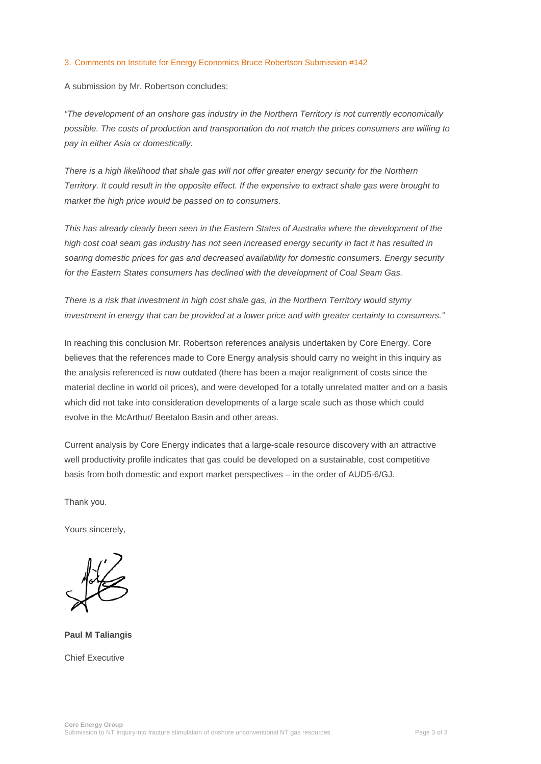## 3. Comments on Institute for Energy Economics Bruce Robertson Submission #142

A submission by Mr. Robertson concludes:

*"The development of an onshore gas industry in the Northern Territory is not currently economically possible. The costs of production and transportation do not match the prices consumers are willing to pay in either Asia or domestically.*

*There is a high likelihood that shale gas will not offer greater energy security for the Northern Territory. It could result in the opposite effect. If the expensive to extract shale gas were brought to market the high price would be passed on to consumers.*

*This has already clearly been seen in the Eastern States of Australia where the development of the high cost coal seam gas industry has not seen increased energy security in fact it has resulted in soaring domestic prices for gas and decreased availability for domestic consumers. Energy security for the Eastern States consumers has declined with the development of Coal Seam Gas.*

*There is a risk that investment in high cost shale gas, in the Northern Territory would stymy investment in energy that can be provided at a lower price and with greater certainty to consumers."*

In reaching this conclusion Mr. Robertson references analysis undertaken by Core Energy. Core believes that the references made to Core Energy analysis should carry no weight in this inquiry as the analysis referenced is now outdated (there has been a major realignment of costs since the material decline in world oil prices), and were developed for a totally unrelated matter and on a basis which did not take into consideration developments of a large scale such as those which could evolve in the McArthur/ Beetaloo Basin and other areas.

Current analysis by Core Energy indicates that a large-scale resource discovery with an attractive well productivity profile indicates that gas could be developed on a sustainable, cost competitive basis from both domestic and export market perspectives – in the order of AUD5-6/GJ.

Thank you.

Yours sincerely,

**Paul M Taliangis**

Chief Executive